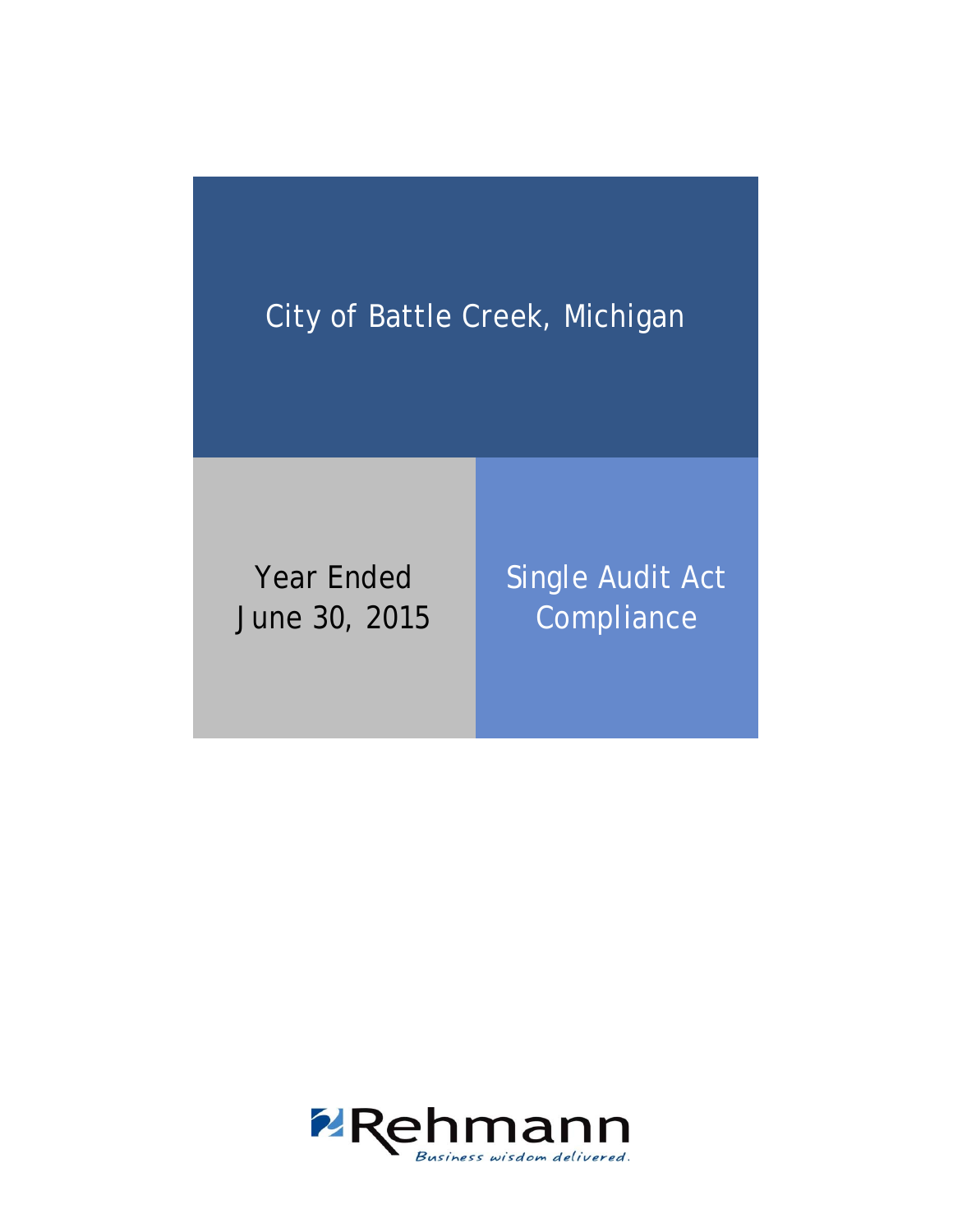# City of Battle Creek, Michigan

Year Ended
June 30, 2015

Single Audit Act
Compliance

Rehmann

*Business wisdom delivered.*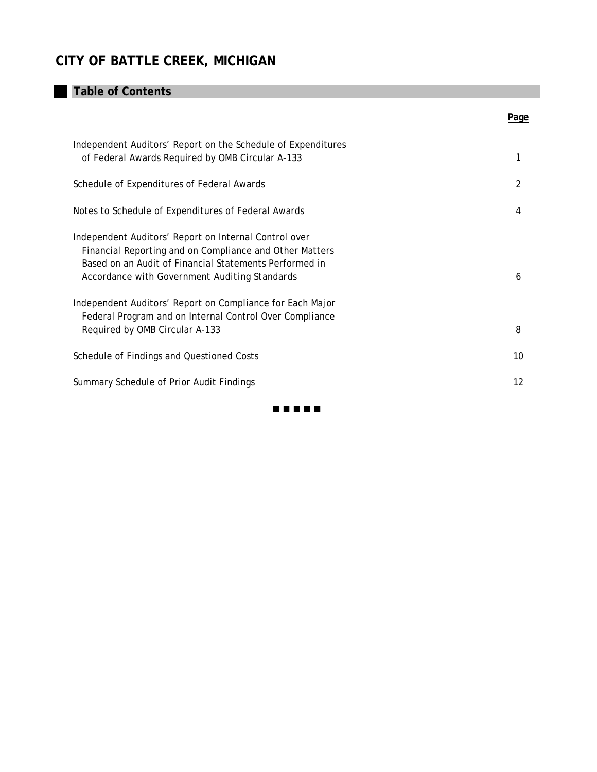# CITY OF BATTLE CREEK, MICHIGAN

## Table of Contents

| | Page |
|---|---|
| Independent Auditors' Report on the Schedule of Expenditures of Federal Awards Required by OMB Circular A-133 | 1 |
| Schedule of Expenditures of Federal Awards | 2 |
| Notes to Schedule of Expenditures of Federal Awards | 4 |
| Independent Auditors' Report on Internal Control over Financial Reporting and on Compliance and Other Matters Based on an Audit of Financial Statements Performed in Accordance with Government Auditing Standards | 6 |
| Independent Auditors' Report on Compliance for Each Major Federal Program and on Internal Control Over Compliance Required by OMB Circular A-133 | 8 |
| Schedule of Findings and Questioned Costs | 10 |
| Summary Schedule of Prior Audit Findings | 12 |

■ ■ ■ ■ ■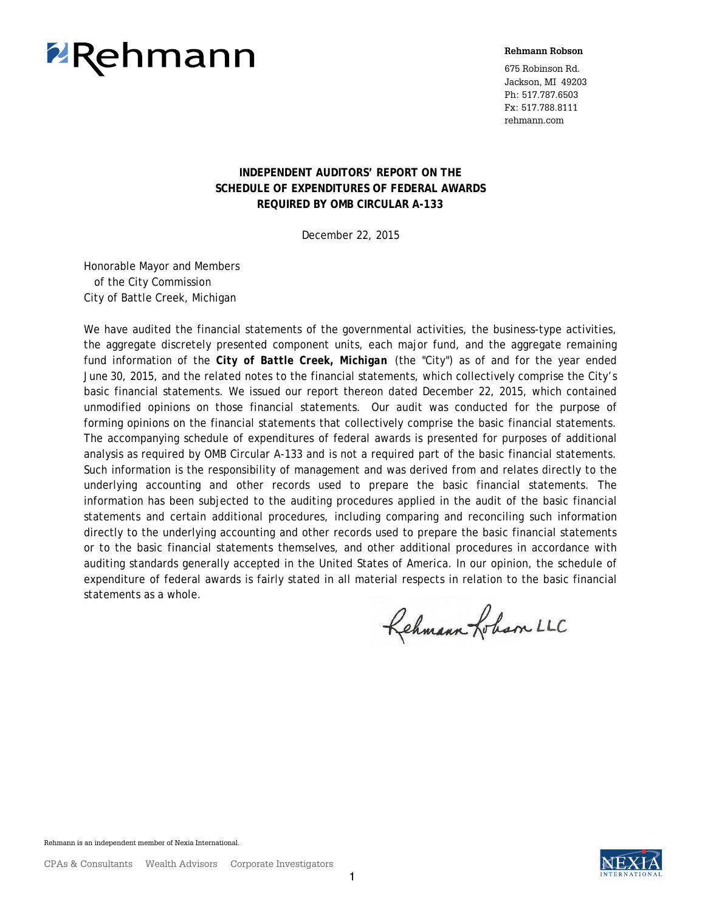**Rehmann Robson**

675 Robinson Rd.
Jackson, MI 49203
Ph: 517.787.6503
Fx: 517.788.8111
rehmann.com

## INDEPENDENT AUDITORS' REPORT ON THE SCHEDULE OF EXPENDITURES OF FEDERAL AWARDS REQUIRED BY OMB CIRCULAR A-133

December 22, 2015

Honorable Mayor and Members
of the City Commission
City of Battle Creek, Michigan

We have audited the financial statements of the governmental activities, the business-type activities, the aggregate discretely presented component units, each major fund, and the aggregate remaining fund information of the **City of Battle Creek, Michigan** (the "City") as of and for the year ended June 30, 2015, and the related notes to the financial statements, which collectively comprise the City's basic financial statements. We issued our report thereon dated December 22, 2015, which contained unmodified opinions on those financial statements. Our audit was conducted for the purpose of forming opinions on the financial statements that collectively comprise the basic financial statements. The accompanying schedule of expenditures of federal awards is presented for purposes of additional analysis as required by OMB Circular A-133 and is not a required part of the basic financial statements. Such information is the responsibility of management and was derived from and relates directly to the underlying accounting and other records used to prepare the basic financial statements. The information has been subjected to the auditing procedures applied in the audit of the basic financial statements and certain additional procedures, including comparing and reconciling such information directly to the underlying accounting and other records used to prepare the basic financial statements or to the basic financial statements themselves, and other additional procedures in accordance with auditing standards generally accepted in the United States of America. In our opinion, the schedule of expenditure of federal awards is fairly stated in all material respects in relation to the basic financial statements as a whole.

Rehmann Robson LLC

Rehmann is an independent member of Nexia International.

CPAs & Consultants Wealth Advisors Corporate Investigators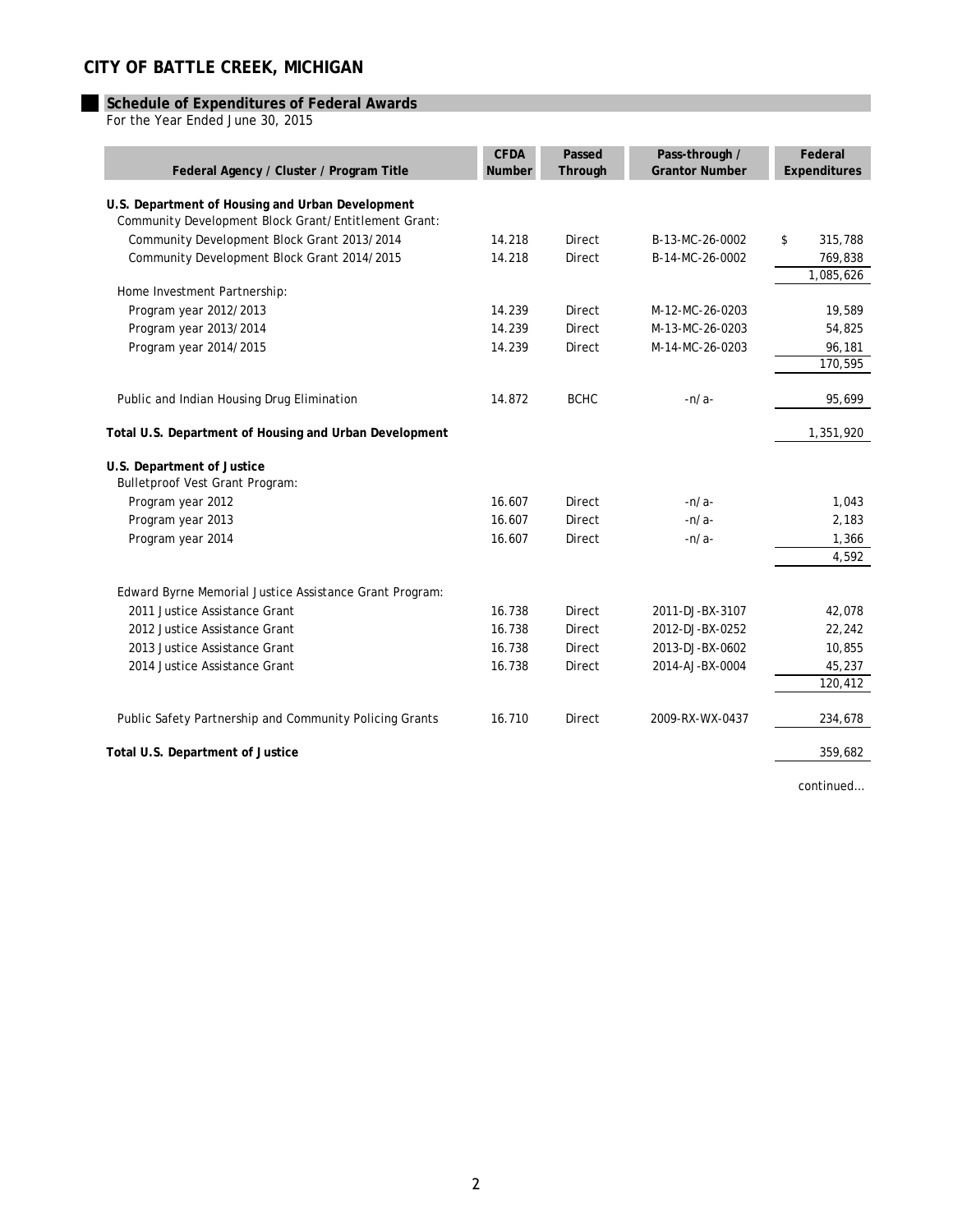# CITY OF BATTLE CREEK, MICHIGAN

## Schedule of Expenditures of Federal Awards

For the Year Ended June 30, 2015

| Federal Agency / Cluster / Program Title | CFDA Number | Passed Through | Pass-through / Grantor Number | Federal Expenditures |
|---|---|---|---|---|
| **U.S. Department of Housing and Urban Development** | | | | |
| Community Development Block Grant/Entitlement Grant: | | | | |
| Community Development Block Grant 2013/2014 | 14.218 | Direct | B-13-MC-26-0002 | $ 315,788 |
| Community Development Block Grant 2014/2015 | 14.218 | Direct | B-14-MC-26-0002 | 769,838 |
| | | | | 1,085,626 |
| Home Investment Partnership: | | | | |
| Program year 2012/2013 | 14.239 | Direct | M-12-MC-26-0203 | 19,589 |
| Program year 2013/2014 | 14.239 | Direct | M-13-MC-26-0203 | 54,825 |
| Program year 2014/2015 | 14.239 | Direct | M-14-MC-26-0203 | 96,181 |
| | | | | 170,595 |
| Public and Indian Housing Drug Elimination | 14.872 | BCHC | -n/a- | 95,699 |
| **Total U.S. Department of Housing and Urban Development** | | | | 1,351,920 |
| **U.S. Department of Justice** | | | | |
| Bulletproof Vest Grant Program: | | | | |
| Program year 2012 | 16.607 | Direct | -n/a- | 1,043 |
| Program year 2013 | 16.607 | Direct | -n/a- | 2,183 |
| Program year 2014 | 16.607 | Direct | -n/a- | 1,366 |
| | | | | 4,592 |
| Edward Byrne Memorial Justice Assistance Grant Program: | | | | |
| 2011 Justice Assistance Grant | 16.738 | Direct | 2011-DJ-BX-3107 | 42,078 |
| 2012 Justice Assistance Grant | 16.738 | Direct | 2012-DJ-BX-0252 | 22,242 |
| 2013 Justice Assistance Grant | 16.738 | Direct | 2013-DJ-BX-0602 | 10,855 |
| 2014 Justice Assistance Grant | 16.738 | Direct | 2014-AJ-BX-0004 | 45,237 |
| | | | | 120,412 |
| Public Safety Partnership and Community Policing Grants | 16.710 | Direct | 2009-RX-WX-0437 | 234,678 |
| **Total U.S. Department of Justice** | | | | 359,682 |

continued...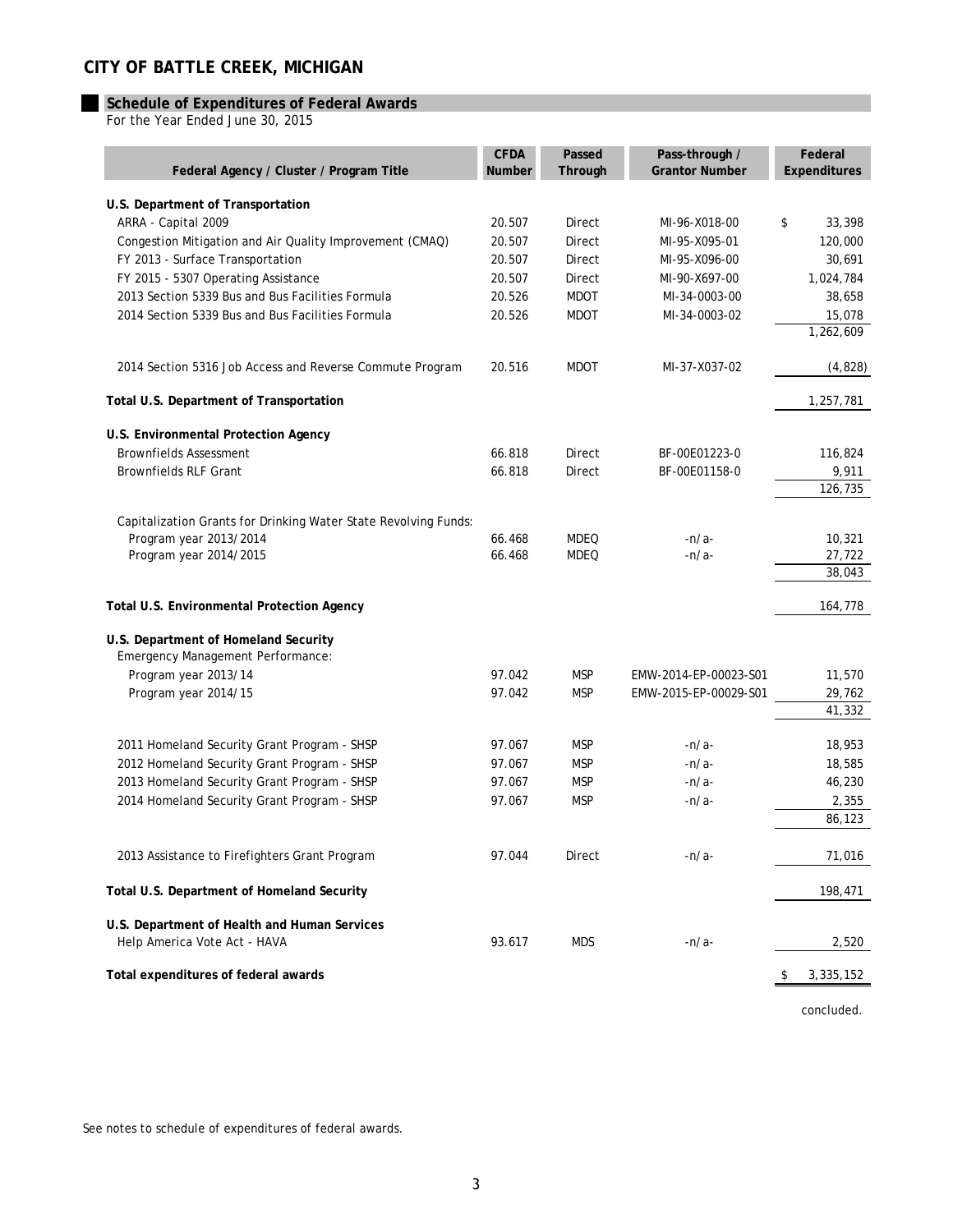# CITY OF BATTLE CREEK, MICHIGAN

## Schedule of Expenditures of Federal Awards

For the Year Ended June 30, 2015

| Federal Agency / Cluster / Program Title | CFDA Number | Passed Through | Pass-through / Grantor Number | Federal Expenditures |
|---|---|---|---|---|
| **U.S. Department of Transportation** | | | | |
| ARRA - Capital 2009 | 20.507 | Direct | MI-96-X018-00 | $ 33,398 |
| Congestion Mitigation and Air Quality Improvement (CMAQ) | 20.507 | Direct | MI-95-X095-01 | 120,000 |
| FY 2013 - Surface Transportation | 20.507 | Direct | MI-95-X096-00 | 30,691 |
| FY 2015 - 5307 Operating Assistance | 20.507 | Direct | MI-90-X697-00 | 1,024,784 |
| 2013 Section 5339 Bus and Bus Facilities Formula | 20.526 | MDOT | MI-34-0003-00 | 38,658 |
| 2014 Section 5339 Bus and Bus Facilities Formula | 20.526 | MDOT | MI-34-0003-02 | 15,078 |
| | | | | 1,262,609 |
| 2014 Section 5316 Job Access and Reverse Commute Program | 20.516 | MDOT | MI-37-X037-02 | (4,828) |
| **Total U.S. Department of Transportation** | | | | 1,257,781 |
| **U.S. Environmental Protection Agency** | | | | |
| Brownfields Assessment | 66.818 | Direct | BF-00E01223-0 | 116,824 |
| Brownfields RLF Grant | 66.818 | Direct | BF-00E01158-0 | 9,911 |
| | | | | 126,735 |
| Capitalization Grants for Drinking Water State Revolving Funds: | | | | |
| Program year 2013/2014 | 66.468 | MDEQ | -n/a- | 10,321 |
| Program year 2014/2015 | 66.468 | MDEQ | -n/a- | 27,722 |
| | | | | 38,043 |
| **Total U.S. Environmental Protection Agency** | | | | 164,778 |
| **U.S. Department of Homeland Security** | | | | |
| Emergency Management Performance: | | | | |
| Program year 2013/14 | 97.042 | MSP | EMW-2014-EP-00023-S01 | 11,570 |
| Program year 2014/15 | 97.042 | MSP | EMW-2015-EP-00029-S01 | 29,762 |
| | | | | 41,332 |
| 2011 Homeland Security Grant Program - SHSP | 97.067 | MSP | -n/a- | 18,953 |
| 2012 Homeland Security Grant Program - SHSP | 97.067 | MSP | -n/a- | 18,585 |
| 2013 Homeland Security Grant Program - SHSP | 97.067 | MSP | -n/a- | 46,230 |
| 2014 Homeland Security Grant Program - SHSP | 97.067 | MSP | -n/a- | 2,355 |
| | | | | 86,123 |
| 2013 Assistance to Firefighters Grant Program | 97.044 | Direct | -n/a- | 71,016 |
| **Total U.S. Department of Homeland Security** | | | | 198,471 |
| **U.S. Department of Health and Human Services** | | | | |
| Help America Vote Act - HAVA | 93.617 | MDS | -n/a- | 2,520 |
| **Total expenditures of federal awards** | | | | $ 3,335,152 |

concluded.

See notes to schedule of expenditures of federal awards.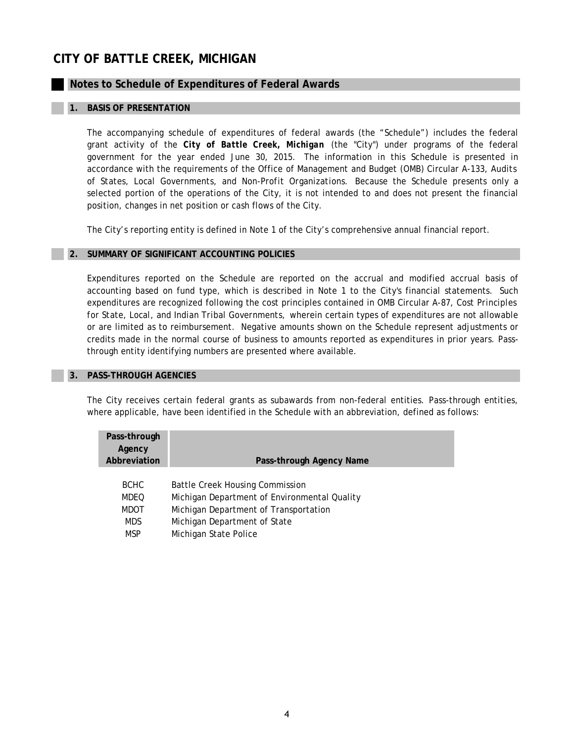# CITY OF BATTLE CREEK, MICHIGAN

## Notes to Schedule of Expenditures of Federal Awards

### 1. BASIS OF PRESENTATION

The accompanying schedule of expenditures of federal awards (the "Schedule") includes the federal grant activity of the ***City of Battle Creek, Michigan*** (the "City") under programs of the federal government for the year ended June 30, 2015. The information in this Schedule is presented in accordance with the requirements of the Office of Management and Budget (OMB) Circular A-133, *Audits of States, Local Governments, and Non-Profit Organizations*. Because the Schedule presents only a selected portion of the operations of the City, it is not intended to and does not present the financial position, changes in net position or cash flows of the City.

The City's reporting entity is defined in Note 1 of the City's comprehensive annual financial report.

### 2. SUMMARY OF SIGNIFICANT ACCOUNTING POLICIES

Expenditures reported on the Schedule are reported on the accrual and modified accrual basis of accounting based on fund type, which is described in Note 1 to the City's financial statements. Such expenditures are recognized following the cost principles contained in OMB Circular A-87, *Cost Principles for State, Local, and Indian Tribal Governments*, wherein certain types of expenditures are not allowable or are limited as to reimbursement. Negative amounts shown on the Schedule represent adjustments or credits made in the normal course of business to amounts reported as expenditures in prior years. Pass-through entity identifying numbers are presented where available.

### 3. PASS-THROUGH AGENCIES

The City receives certain federal grants as subawards from non-federal entities. Pass-through entities, where applicable, have been identified in the Schedule with an abbreviation, defined as follows:

| Pass-through Agency Abbreviation | Pass-through Agency Name |
|---|---|
| BCHC | Battle Creek Housing Commission |
| MDEQ | Michigan Department of Environmental Quality |
| MDOT | Michigan Department of Transportation |
| MDS | Michigan Department of State |
| MSP | Michigan State Police |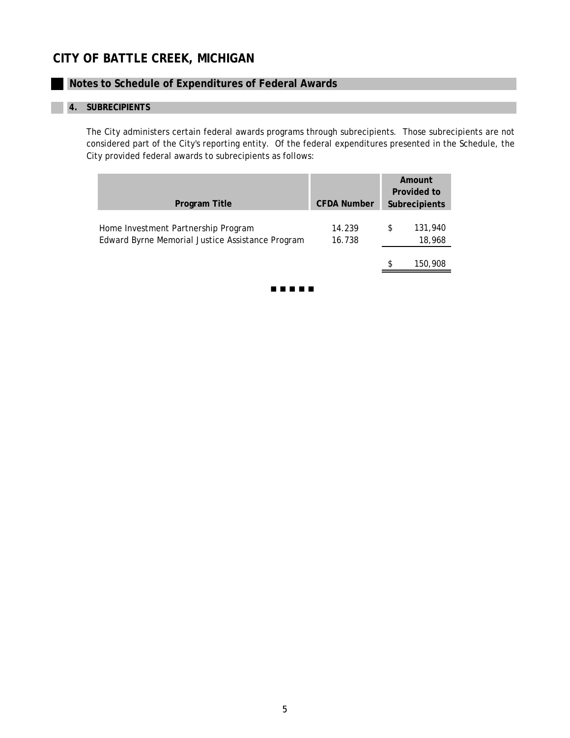# CITY OF BATTLE CREEK, MICHIGAN

## Notes to Schedule of Expenditures of Federal Awards

### 4. SUBRECIPIENTS

The City administers certain federal awards programs through subrecipients. Those subrecipients are not considered part of the City's reporting entity. Of the federal expenditures presented in the Schedule, the City provided federal awards to subrecipients as follows:

| Program Title | CFDA Number | Amount Provided to Subrecipients |
|---|---|---|
| Home Investment Partnership Program | 14.239 | $ 131,940 |
| Edward Byrne Memorial Justice Assistance Program | 16.738 | 18,968 |
| | | $ 150,908 |

■ ■ ■ ■ ■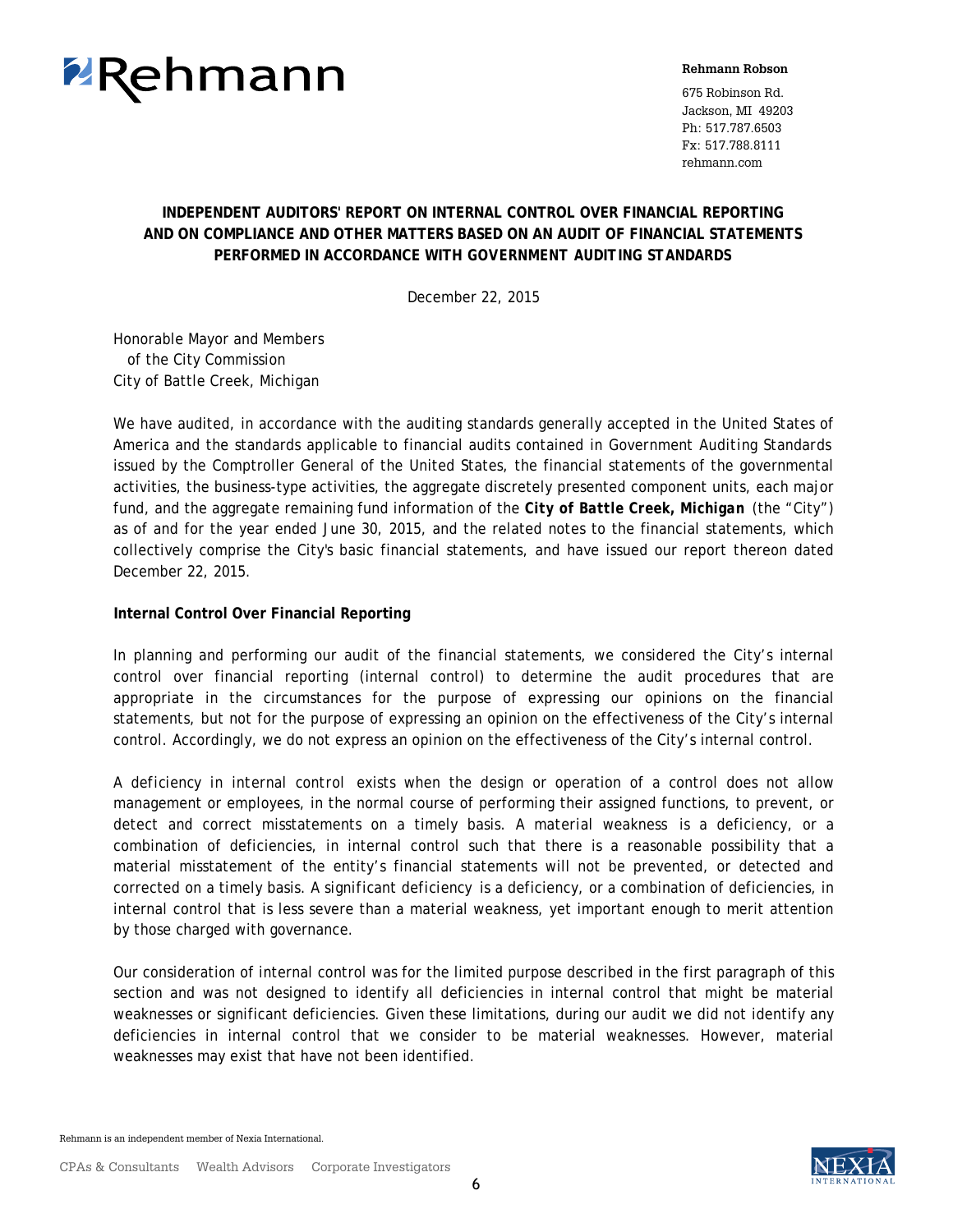Rehmann

**Rehmann Robson**

675 Robinson Rd.
Jackson, MI 49203
Ph: 517.787.6503
Fx: 517.788.8111
rehmann.com

## INDEPENDENT AUDITORS' REPORT ON INTERNAL CONTROL OVER FINANCIAL REPORTING AND ON COMPLIANCE AND OTHER MATTERS BASED ON AN AUDIT OF FINANCIAL STATEMENTS PERFORMED IN ACCORDANCE WITH GOVERNMENT AUDITING STANDARDS

December 22, 2015

Honorable Mayor and Members
of the City Commission
City of Battle Creek, Michigan

We have audited, in accordance with the auditing standards generally accepted in the United States of America and the standards applicable to financial audits contained in *Government Auditing Standards* issued by the Comptroller General of the United States, the financial statements of the governmental activities, the business-type activities, the aggregate discretely presented component units, each major fund, and the aggregate remaining fund information of the ***City of Battle Creek, Michigan*** (the "City") as of and for the year ended June 30, 2015, and the related notes to the financial statements, which collectively comprise the City's basic financial statements, and have issued our report thereon dated December 22, 2015.

**Internal Control Over Financial Reporting**

In planning and performing our audit of the financial statements, we considered the City's internal control over financial reporting (internal control) to determine the audit procedures that are appropriate in the circumstances for the purpose of expressing our opinions on the financial statements, but not for the purpose of expressing an opinion on the effectiveness of the City's internal control. Accordingly, we do not express an opinion on the effectiveness of the City's internal control.

A *deficiency in internal control* exists when the design or operation of a control does not allow management or employees, in the normal course of performing their assigned functions, to prevent, or detect and correct misstatements on a timely basis. A *material weakness* is a deficiency, or a combination of deficiencies, in internal control such that there is a reasonable possibility that a material misstatement of the entity's financial statements will not be prevented, or detected and corrected on a timely basis. A *significant deficiency* is a deficiency, or a combination of deficiencies, in internal control that is less severe than a material weakness, yet important enough to merit attention by those charged with governance.

Our consideration of internal control was for the limited purpose described in the first paragraph of this section and was not designed to identify all deficiencies in internal control that might be material weaknesses or significant deficiencies. Given these limitations, during our audit we did not identify any deficiencies in internal control that we consider to be material weaknesses. However, material weaknesses may exist that have not been identified.

Rehmann is an independent member of Nexia International.

CPAs & Consultants    Wealth Advisors    Corporate Investigators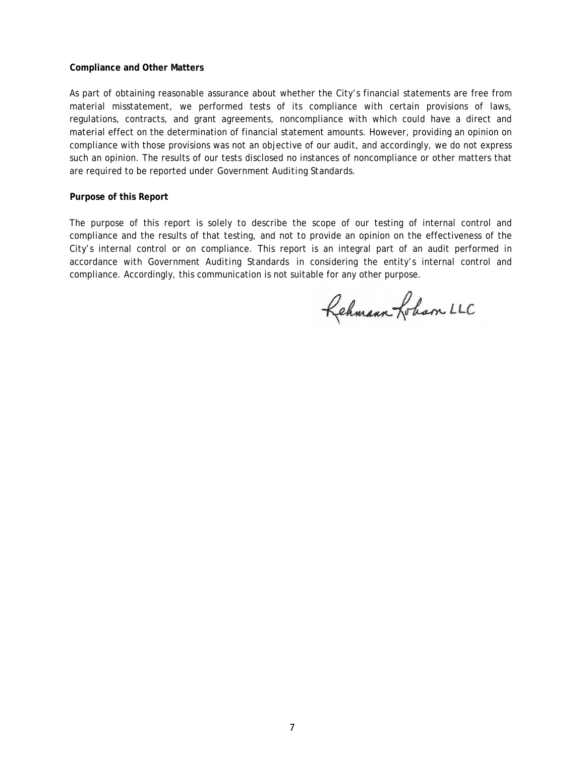**Compliance and Other Matters**

As part of obtaining reasonable assurance about whether the City's financial statements are free from material misstatement, we performed tests of its compliance with certain provisions of laws, regulations, contracts, and grant agreements, noncompliance with which could have a direct and material effect on the determination of financial statement amounts. However, providing an opinion on compliance with those provisions was not an objective of our audit, and accordingly, we do not express such an opinion. The results of our tests disclosed no instances of noncompliance or other matters that are required to be reported under *Government Auditing Standards*.

**Purpose of this Report**

The purpose of this report is solely to describe the scope of our testing of internal control and compliance and the results of that testing, and not to provide an opinion on the effectiveness of the City's internal control or on compliance. This report is an integral part of an audit performed in accordance with *Government Auditing Standards* in considering the entity's internal control and compliance. Accordingly, this communication is not suitable for any other purpose.

Rehmann Robson LLC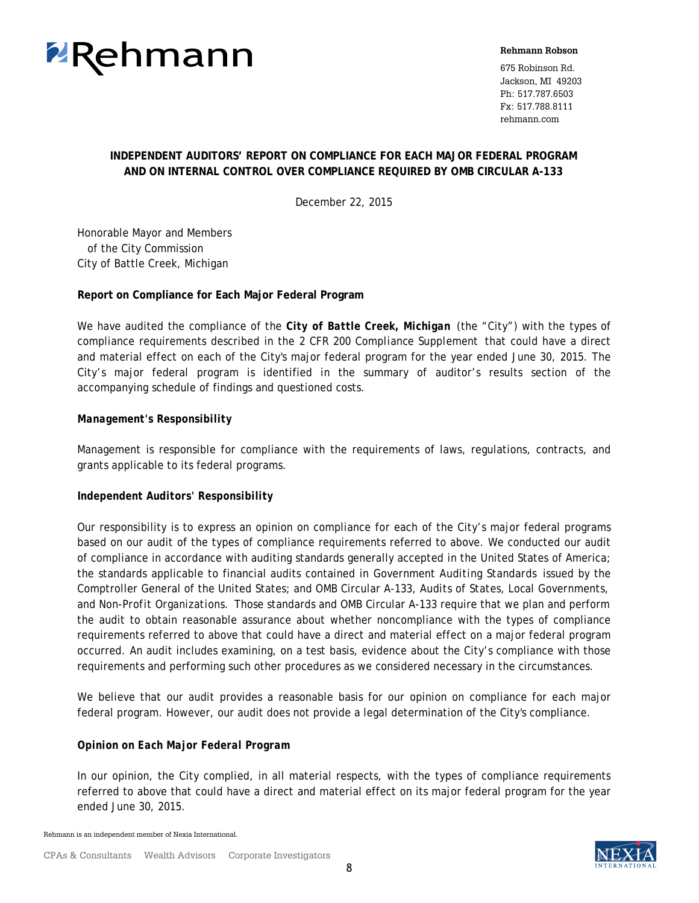**Rehmann Robson**

675 Robinson Rd.
Jackson, MI 49203
Ph: 517.787.6503
Fx: 517.788.8111
rehmann.com

## INDEPENDENT AUDITORS' REPORT ON COMPLIANCE FOR EACH MAJOR FEDERAL PROGRAM AND ON INTERNAL CONTROL OVER COMPLIANCE REQUIRED BY OMB CIRCULAR A-133

December 22, 2015

Honorable Mayor and Members
of the City Commission
City of Battle Creek, Michigan

**Report on Compliance for Each Major Federal Program**

We have audited the compliance of the **City of Battle Creek, Michigan** (the "City") with the types of compliance requirements described in the 2 CFR 200 *Compliance Supplement* that could have a direct and material effect on each of the City's major federal program for the year ended June 30, 2015. The City's major federal program is identified in the summary of auditor's results section of the accompanying schedule of findings and questioned costs.

***Management's Responsibility***

Management is responsible for compliance with the requirements of laws, regulations, contracts, and grants applicable to its federal programs.

**Independent Auditors' Responsibility**

Our responsibility is to express an opinion on compliance for each of the City's major federal programs based on our audit of the types of compliance requirements referred to above. We conducted our audit of compliance in accordance with auditing standards generally accepted in the United States of America; the standards applicable to financial audits contained in *Government Auditing Standards* issued by the Comptroller General of the United States; and OMB Circular A-133, *Audits of States, Local Governments, and Non-Profit Organizations*. Those standards and OMB Circular A-133 require that we plan and perform the audit to obtain reasonable assurance about whether noncompliance with the types of compliance requirements referred to above that could have a direct and material effect on a major federal program occurred. An audit includes examining, on a test basis, evidence about the City's compliance with those requirements and performing such other procedures as we considered necessary in the circumstances.

We believe that our audit provides a reasonable basis for our opinion on compliance for each major federal program. However, our audit does not provide a legal determination of the City's compliance.

***Opinion on Each Major Federal Program***

In our opinion, the City complied, in all material respects, with the types of compliance requirements referred to above that could have a direct and material effect on its major federal program for the year ended June 30, 2015.

Rehmann is an independent member of Nexia International.

CPAs & Consultants    Wealth Advisors    Corporate Investigators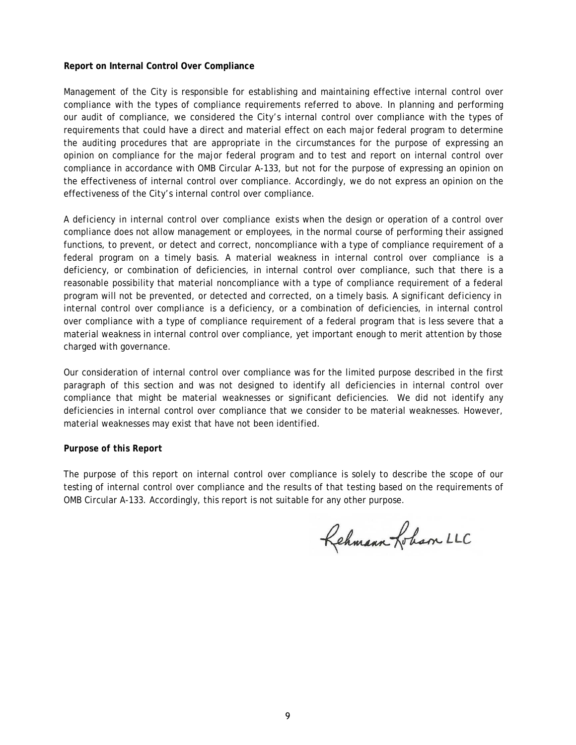**Report on Internal Control Over Compliance**

Management of the City is responsible for establishing and maintaining effective internal control over compliance with the types of compliance requirements referred to above. In planning and performing our audit of compliance, we considered the City's internal control over compliance with the types of requirements that could have a direct and material effect on each major federal program to determine the auditing procedures that are appropriate in the circumstances for the purpose of expressing an opinion on compliance for the major federal program and to test and report on internal control over compliance in accordance with OMB Circular A-133, but not for the purpose of expressing an opinion on the effectiveness of internal control over compliance. Accordingly, we do not express an opinion on the effectiveness of the City's internal control over compliance.

A *deficiency in internal control over compliance* exists when the design or operation of a control over compliance does not allow management or employees, in the normal course of performing their assigned functions, to prevent, or detect and correct, noncompliance with a type of compliance requirement of a federal program on a timely basis. A *material weakness in internal control over compliance* is a deficiency, or combination of deficiencies, in internal control over compliance, such that there is a reasonable possibility that material noncompliance with a type of compliance requirement of a federal program will not be prevented, or detected and corrected, on a timely basis. A *significant deficiency in internal control over compliance* is a deficiency, or a combination of deficiencies, in internal control over compliance with a type of compliance requirement of a federal program that is less severe that a material weakness in internal control over compliance, yet important enough to merit attention by those charged with governance.

Our consideration of internal control over compliance was for the limited purpose described in the first paragraph of this section and was not designed to identify all deficiencies in internal control over compliance that might be material weaknesses or significant deficiencies. We did not identify any deficiencies in internal control over compliance that we consider to be material weaknesses. However, material weaknesses may exist that have not been identified.

**Purpose of this Report**

The purpose of this report on internal control over compliance is solely to describe the scope of our testing of internal control over compliance and the results of that testing based on the requirements of OMB Circular A-133. Accordingly, this report is not suitable for any other purpose.

Rehmann Robson LLC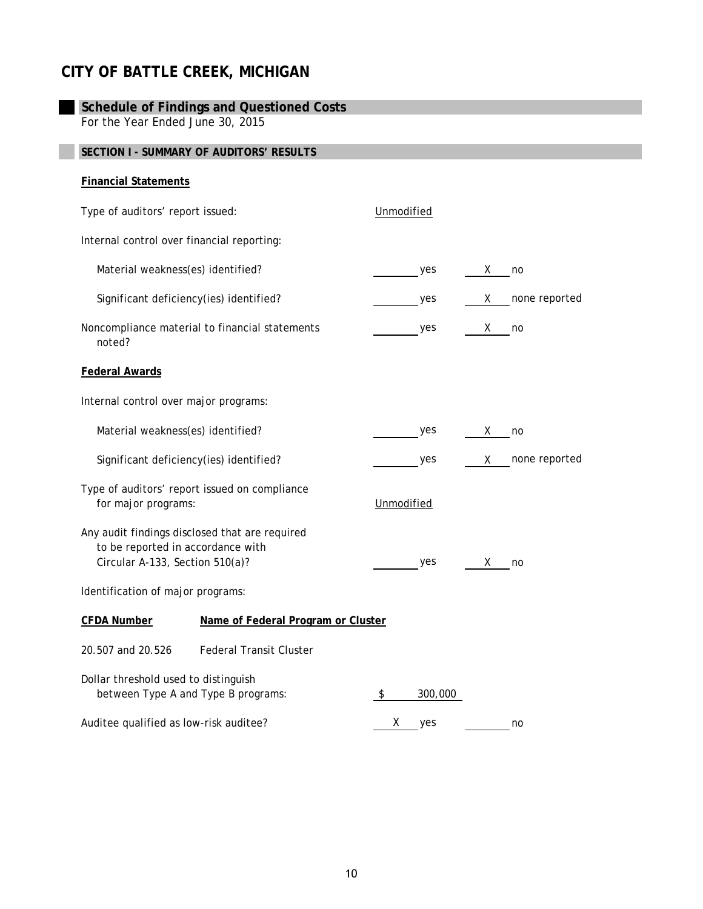# CITY OF BATTLE CREEK, MICHIGAN

## Schedule of Findings and Questioned Costs

For the Year Ended June 30, 2015

### SECTION I - SUMMARY OF AUDITORS' RESULTS

**Financial Statements**

Type of auditors' report issued: Unmodified

Internal control over financial reporting:

| | | |
|---|---|---|
| Material weakness(es) identified? | ____ yes | X no |
| Significant deficiency(ies) identified? | ____ yes | X none reported |
| Noncompliance material to financial statements noted? | ____ yes | X no |

**Federal Awards**

Internal control over major programs:

| | | |
|---|---|---|
| Material weakness(es) identified? | ____ yes | X no |
| Significant deficiency(ies) identified? | ____ yes | X none reported |

Type of auditors' report issued on compliance for major programs: Unmodified

| | | |
|---|---|---|
| Any audit findings disclosed that are required to be reported in accordance with Circular A-133, Section 510(a)? | ____ yes | X no |

Identification of major programs:

| CFDA Number | Name of Federal Program or Cluster |
|---|---|
| 20.507 and 20.526 | Federal Transit Cluster |

Dollar threshold used to distinguish between Type A and Type B programs: $ 300,000

| | | |
|---|---|---|
| Auditee qualified as low-risk auditee? | X yes | ____ no |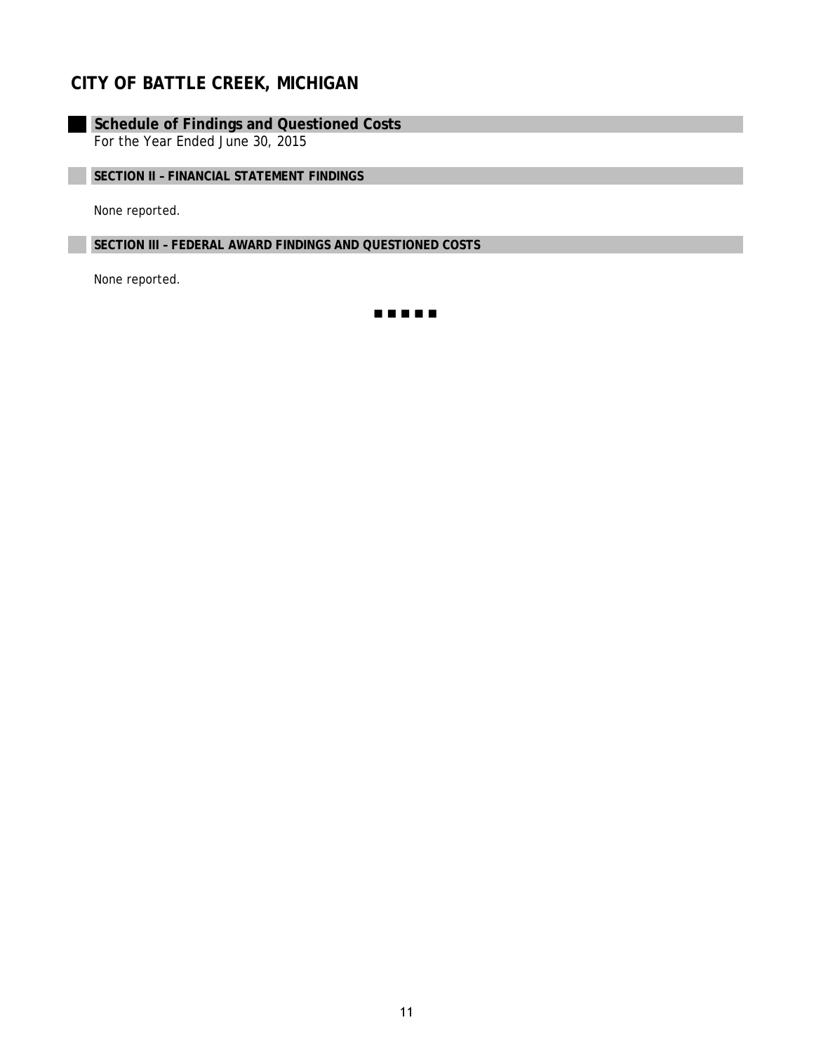# CITY OF BATTLE CREEK, MICHIGAN

## Schedule of Findings and Questioned Costs

For the Year Ended June 30, 2015

### SECTION II – FINANCIAL STATEMENT FINDINGS

None reported.

### SECTION III – FEDERAL AWARD FINDINGS AND QUESTIONED COSTS

None reported.

■ ■ ■ ■ ■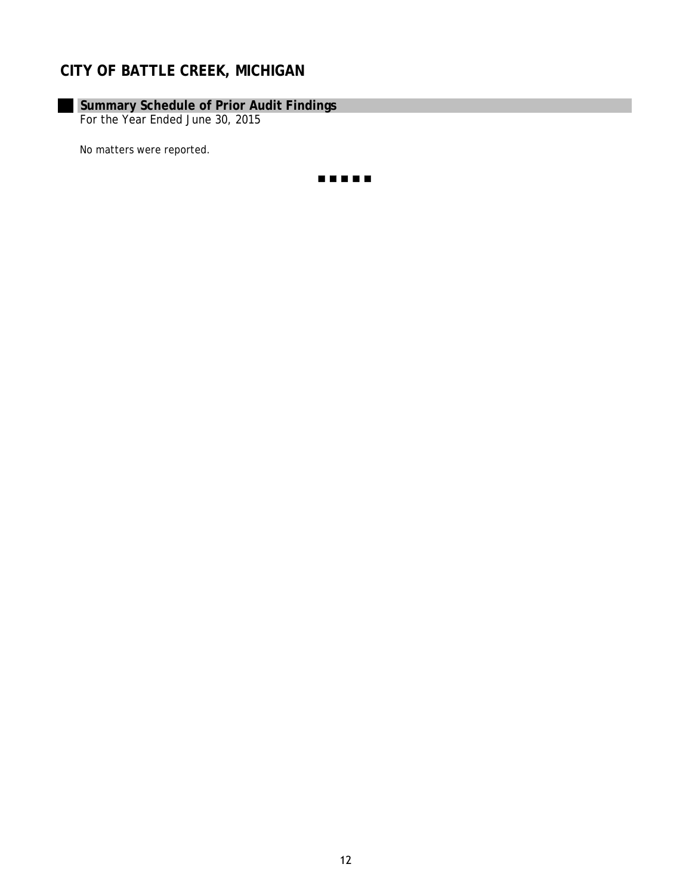# CITY OF BATTLE CREEK, MICHIGAN

## Summary Schedule of Prior Audit Findings

For the Year Ended June 30, 2015

No matters were reported.

■ ■ ■ ■ ■